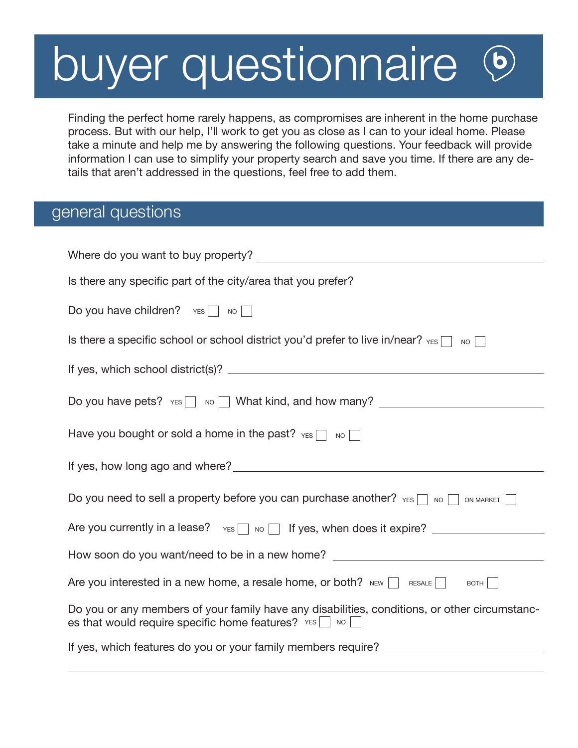# buyer questionnaire

Finding the perfect home rarely happens, as compromises are inherent in the home purchase process. But with our help, I'll work to get you as close as I can to your ideal home. Please take a minute and help me by answering the following questions. Your feedback will provide information I can use to simplify your property search and save you time. If there are any details that aren't addressed in the questions, feel free to add them.

## general questions

Where do you want to buy property? \_\_\_\_\_\_\_\_\_\_\_\_\_\_\_\_\_\_\_\_\_\_\_\_\_\_\_\_\_\_

Is there any specific part of the city/area that you prefer?

Do you have children? YES ☐ NO ☐

Is there a specific school or school district you'd prefer to live in/near? YES ☐ NO ☐

If yes, which school district(s)? \_\_\_\_\_\_\_\_\_\_\_\_\_\_\_\_\_\_\_\_\_\_\_\_\_\_\_\_\_\_

Do you have pets? YES ☐ NO ☐ What kind, and how many? \_\_\_\_\_\_\_\_\_\_\_\_\_\_\_\_\_\_\_\_

Have you bought or sold a home in the past? YES ☐ NO ☐

If yes, how long ago and where? \_\_\_\_\_\_\_\_\_\_\_\_\_\_\_\_\_\_\_\_\_\_\_\_\_\_\_\_\_\_

Do you need to sell a property before you can purchase another? YES ☐ NO ☐ ON MARKET ☐

Are you currently in a lease? YES ☐ NO ☐ If yes, when does it expire? \_\_\_\_\_\_\_\_\_\_\_\_\_\_\_\_

How soon do you want/need to be in a new home? \_\_\_\_\_\_\_\_\_\_\_\_\_\_\_\_\_\_\_\_\_\_\_\_\_\_\_\_\_\_

Are you interested in a new home, a resale home, or both? NEW ☐ RESALE ☐ BOTH ☐

Do you or any members of your family have any disabilities, conditions, or other circumstances that would require specific home features? YES ☐ NO ☐

If yes, which features do you or your family members require? \_\_\_\_\_\_\_\_\_\_\_\_\_\_\_\_\_\_\_\_

\_\_\_\_\_\_\_\_\_\_\_\_\_\_\_\_\_\_\_\_\_\_\_\_\_\_\_\_\_\_\_\_\_\_\_\_\_\_\_\_\_\_\_\_\_\_\_\_\_\_\_\_\_\_\_\_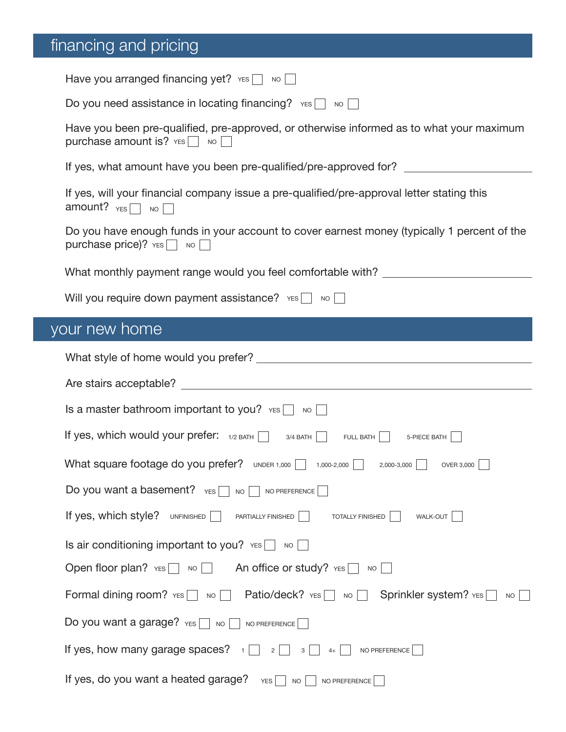## financing and pricing

Have you arranged financing yet? YES ☐ NO ☐

Do you need assistance in locating financing? YES ☐ NO ☐

Have you been pre-qualified, pre-approved, or otherwise informed as to what your maximum purchase amount is? YES ☐ NO ☐

If yes, what amount have you been pre-qualified/pre-approved for? ____________________

If yes, will your financial company issue a pre-qualified/pre-approval letter stating this amount? YES ☐ NO ☐

Do you have enough funds in your account to cover earnest money (typically 1 percent of the purchase price)? YES ☐ NO ☐

What monthly payment range would you feel comfortable with? ____________________

Will you require down payment assistance? YES ☐ NO ☐

## your new home

What style of home would you prefer? ____________________

Are stairs acceptable? ____________________

Is a master bathroom important to you? YES ☐ NO ☐

If yes, which would your prefer: 1/2 BATH ☐ 3/4 BATH ☐ FULL BATH ☐ 5-PIECE BATH ☐

What square footage do you prefer? UNDER 1,000 ☐ 1,000-2,000 ☐ 2,000-3,000 ☐ OVER 3,000 ☐

Do you want a basement? YES ☐ NO ☐ NO PREFERENCE ☐

If yes, which style? UNFINISHED ☐ PARTIALLY FINISHED ☐ TOTALLY FINISHED ☐ WALK-OUT ☐

Is air conditioning important to you? YES ☐ NO ☐

Open floor plan? YES ☐ NO ☐ An office or study? YES ☐ NO ☐

Formal dining room? YES ☐ NO ☐ Patio/deck? YES ☐ NO ☐ Sprinkler system? YES ☐ NO ☐

Do you want a garage? YES ☐ NO ☐ NO PREFERENCE ☐

If yes, how many garage spaces? 1 ☐ 2 ☐ 3 ☐ 4+ ☐ NO PREFERENCE ☐

If yes, do you want a heated garage? YES ☐ NO ☐ NO PREFERENCE ☐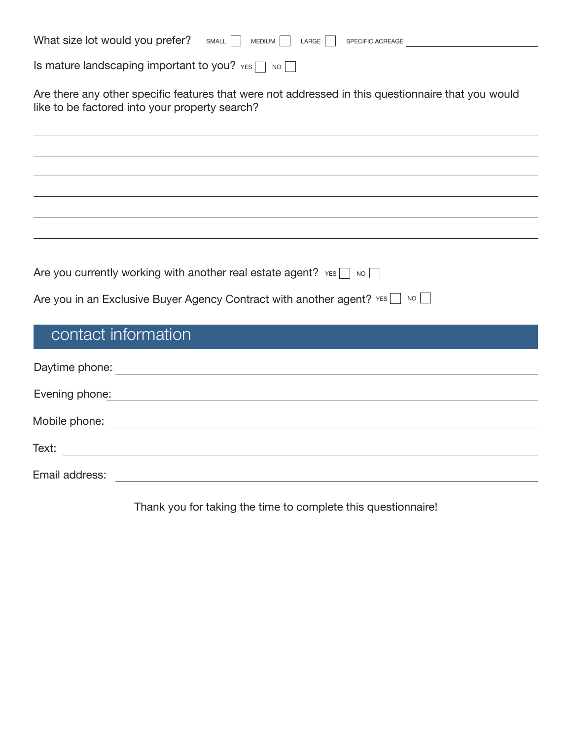What size lot would you prefer? SMALL ☐ MEDIUM ☐ LARGE ☐ SPECIFIC ACREAGE ____________________

Is mature landscaping important to you? YES ☐ NO ☐

Are there any other specific features that were not addressed in this questionnaire that you would like to be factored into your property search?

______________________________________________________________________________

______________________________________________________________________________

______________________________________________________________________________

______________________________________________________________________________

______________________________________________________________________________

______________________________________________________________________________

Are you currently working with another real estate agent? YES ☐ NO ☐

Are you in an Exclusive Buyer Agency Contract with another agent? YES ☐ NO ☐

## contact information

Daytime phone: ____________________________________________________________

Evening phone: ____________________________________________________________

Mobile phone: ____________________________________________________________

Text: ____________________________________________________________

Email address: ____________________________________________________________

Thank you for taking the time to complete this questionnaire!